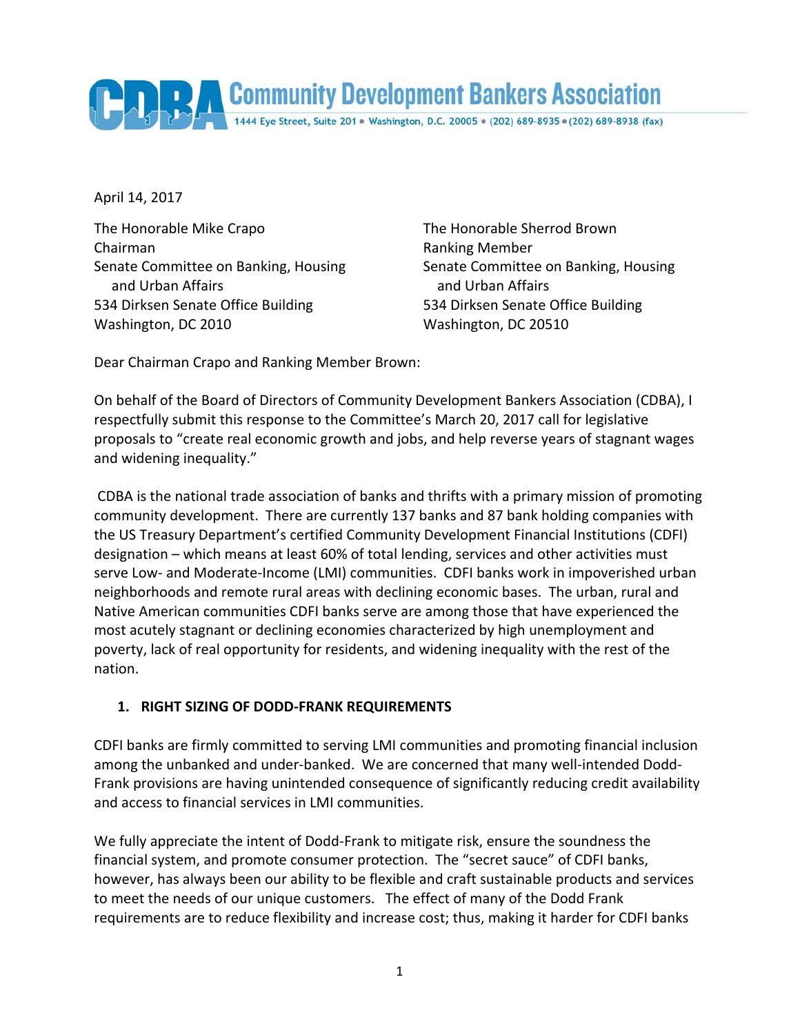# CDBA Community Development Bankers Association

1444 Eye Street, Suite 201 • Washington, D.C. 20005 • (202) 689-8935 • (202) 689-8938 (fax)

April 14, 2017

The Honorable Mike Crapo
Chairman
Senate Committee on Banking, Housing and Urban Affairs
534 Dirksen Senate Office Building
Washington, DC 2010

The Honorable Sherrod Brown
Ranking Member
Senate Committee on Banking, Housing and Urban Affairs
534 Dirksen Senate Office Building
Washington, DC 20510

Dear Chairman Crapo and Ranking Member Brown:

On behalf of the Board of Directors of Community Development Bankers Association (CDBA), I respectfully submit this response to the Committee's March 20, 2017 call for legislative proposals to "create real economic growth and jobs, and help reverse years of stagnant wages and widening inequality."

CDBA is the national trade association of banks and thrifts with a primary mission of promoting community development. There are currently 137 banks and 87 bank holding companies with the US Treasury Department's certified Community Development Financial Institutions (CDFI) designation – which means at least 60% of total lending, services and other activities must serve Low- and Moderate-Income (LMI) communities. CDFI banks work in impoverished urban neighborhoods and remote rural areas with declining economic bases. The urban, rural and Native American communities CDFI banks serve are among those that have experienced the most acutely stagnant or declining economies characterized by high unemployment and poverty, lack of real opportunity for residents, and widening inequality with the rest of the nation.

## 1. RIGHT SIZING OF DODD-FRANK REQUIREMENTS

CDFI banks are firmly committed to serving LMI communities and promoting financial inclusion among the unbanked and under-banked. We are concerned that many well-intended Dodd-Frank provisions are having unintended consequence of significantly reducing credit availability and access to financial services in LMI communities.

We fully appreciate the intent of Dodd-Frank to mitigate risk, ensure the soundness the financial system, and promote consumer protection. The "secret sauce" of CDFI banks, however, has always been our ability to be flexible and craft sustainable products and services to meet the needs of our unique customers. The effect of many of the Dodd Frank requirements are to reduce flexibility and increase cost; thus, making it harder for CDFI banks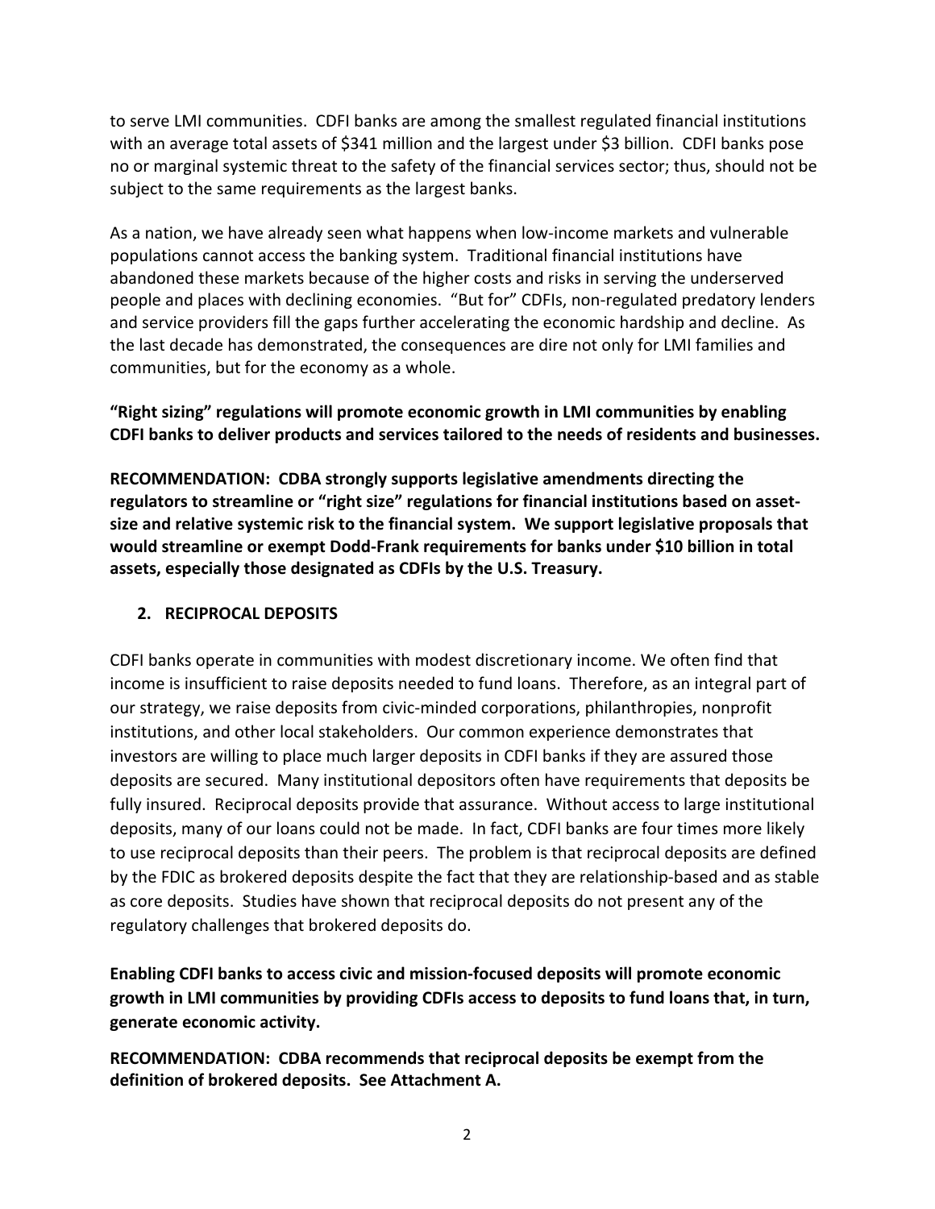to serve LMI communities. CDFI banks are among the smallest regulated financial institutions with an average total assets of $341 million and the largest under $3 billion. CDFI banks pose no or marginal systemic threat to the safety of the financial services sector; thus, should not be subject to the same requirements as the largest banks.

As a nation, we have already seen what happens when low-income markets and vulnerable populations cannot access the banking system. Traditional financial institutions have abandoned these markets because of the higher costs and risks in serving the underserved people and places with declining economies. "But for" CDFIs, non-regulated predatory lenders and service providers fill the gaps further accelerating the economic hardship and decline. As the last decade has demonstrated, the consequences are dire not only for LMI families and communities, but for the economy as a whole.

**"Right sizing" regulations will promote economic growth in LMI communities by enabling CDFI banks to deliver products and services tailored to the needs of residents and businesses.**

**RECOMMENDATION: CDBA strongly supports legislative amendments directing the regulators to streamline or "right size" regulations for financial institutions based on asset-size and relative systemic risk to the financial system. We support legislative proposals that would streamline or exempt Dodd-Frank requirements for banks under $10 billion in total assets, especially those designated as CDFIs by the U.S. Treasury.**

## 2. RECIPROCAL DEPOSITS

CDFI banks operate in communities with modest discretionary income. We often find that income is insufficient to raise deposits needed to fund loans. Therefore, as an integral part of our strategy, we raise deposits from civic-minded corporations, philanthropies, nonprofit institutions, and other local stakeholders. Our common experience demonstrates that investors are willing to place much larger deposits in CDFI banks if they are assured those deposits are secured. Many institutional depositors often have requirements that deposits be fully insured. Reciprocal deposits provide that assurance. Without access to large institutional deposits, many of our loans could not be made. In fact, CDFI banks are four times more likely to use reciprocal deposits than their peers. The problem is that reciprocal deposits are defined by the FDIC as brokered deposits despite the fact that they are relationship-based and as stable as core deposits. Studies have shown that reciprocal deposits do not present any of the regulatory challenges that brokered deposits do.

**Enabling CDFI banks to access civic and mission-focused deposits will promote economic growth in LMI communities by providing CDFIs access to deposits to fund loans that, in turn, generate economic activity.**

**RECOMMENDATION: CDBA recommends that reciprocal deposits be exempt from the definition of brokered deposits. See Attachment A.**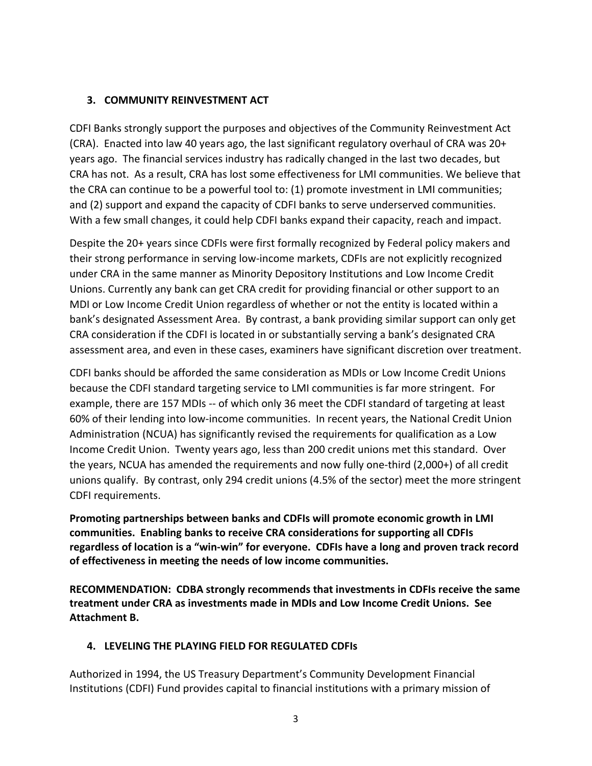## 3. COMMUNITY REINVESTMENT ACT

CDFI Banks strongly support the purposes and objectives of the Community Reinvestment Act (CRA). Enacted into law 40 years ago, the last significant regulatory overhaul of CRA was 20+ years ago. The financial services industry has radically changed in the last two decades, but CRA has not. As a result, CRA has lost some effectiveness for LMI communities. We believe that the CRA can continue to be a powerful tool to: (1) promote investment in LMI communities; and (2) support and expand the capacity of CDFI banks to serve underserved communities. With a few small changes, it could help CDFI banks expand their capacity, reach and impact.

Despite the 20+ years since CDFIs were first formally recognized by Federal policy makers and their strong performance in serving low-income markets, CDFIs are not explicitly recognized under CRA in the same manner as Minority Depository Institutions and Low Income Credit Unions. Currently any bank can get CRA credit for providing financial or other support to an MDI or Low Income Credit Union regardless of whether or not the entity is located within a bank's designated Assessment Area. By contrast, a bank providing similar support can only get CRA consideration if the CDFI is located in or substantially serving a bank's designated CRA assessment area, and even in these cases, examiners have significant discretion over treatment.

CDFI banks should be afforded the same consideration as MDIs or Low Income Credit Unions because the CDFI standard targeting service to LMI communities is far more stringent. For example, there are 157 MDIs -- of which only 36 meet the CDFI standard of targeting at least 60% of their lending into low-income communities. In recent years, the National Credit Union Administration (NCUA) has significantly revised the requirements for qualification as a Low Income Credit Union. Twenty years ago, less than 200 credit unions met this standard. Over the years, NCUA has amended the requirements and now fully one-third (2,000+) of all credit unions qualify. By contrast, only 294 credit unions (4.5% of the sector) meet the more stringent CDFI requirements.

**Promoting partnerships between banks and CDFIs will promote economic growth in LMI communities. Enabling banks to receive CRA considerations for supporting all CDFIs regardless of location is a "win-win" for everyone. CDFIs have a long and proven track record of effectiveness in meeting the needs of low income communities.**

**RECOMMENDATION: CDBA strongly recommends that investments in CDFIs receive the same treatment under CRA as investments made in MDIs and Low Income Credit Unions. See Attachment B.**

## 4. LEVELING THE PLAYING FIELD FOR REGULATED CDFIs

Authorized in 1994, the US Treasury Department's Community Development Financial Institutions (CDFI) Fund provides capital to financial institutions with a primary mission of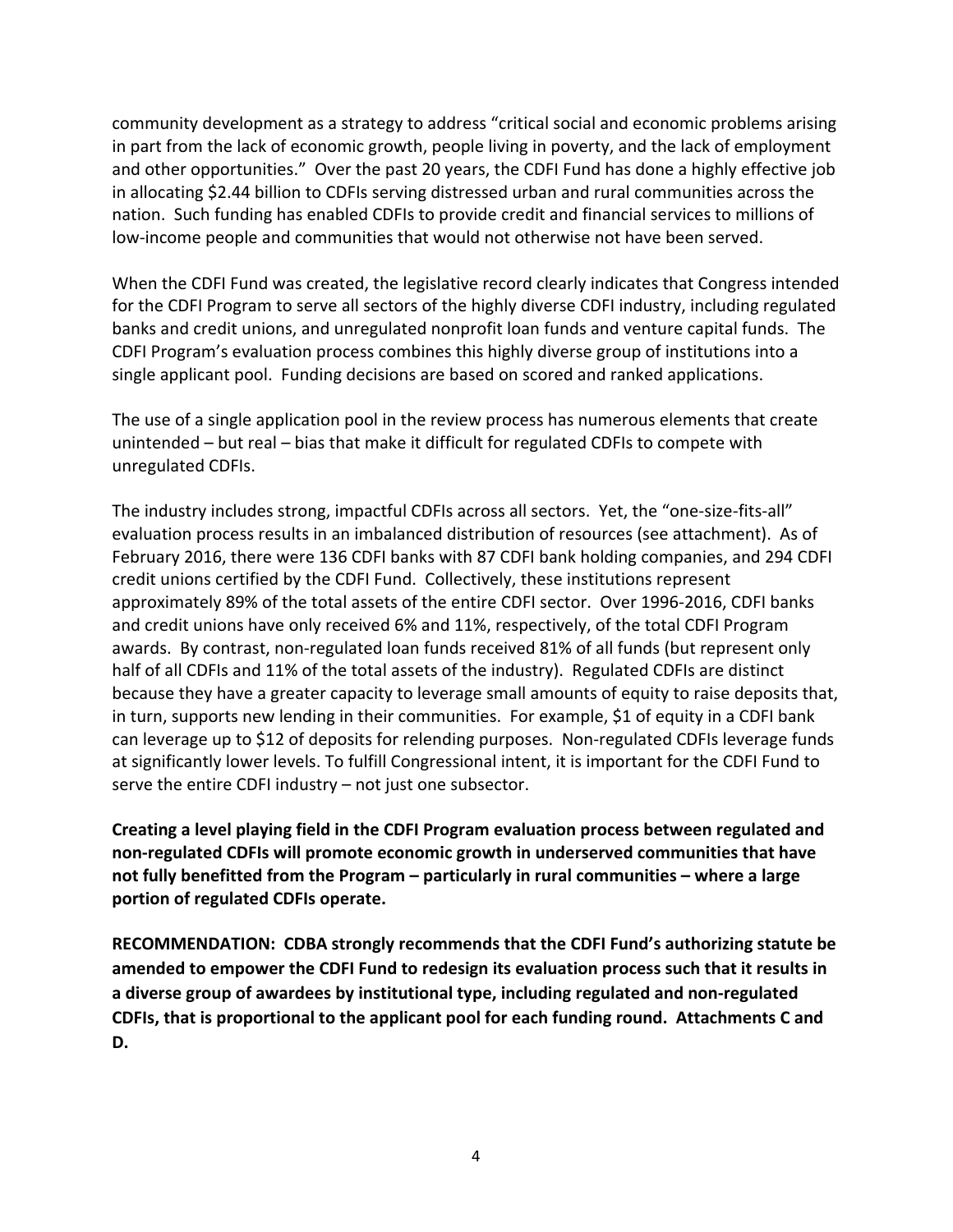community development as a strategy to address "critical social and economic problems arising in part from the lack of economic growth, people living in poverty, and the lack of employment and other opportunities." Over the past 20 years, the CDFI Fund has done a highly effective job in allocating $2.44 billion to CDFIs serving distressed urban and rural communities across the nation. Such funding has enabled CDFIs to provide credit and financial services to millions of low-income people and communities that would not otherwise not have been served.

When the CDFI Fund was created, the legislative record clearly indicates that Congress intended for the CDFI Program to serve all sectors of the highly diverse CDFI industry, including regulated banks and credit unions, and unregulated nonprofit loan funds and venture capital funds. The CDFI Program's evaluation process combines this highly diverse group of institutions into a single applicant pool. Funding decisions are based on scored and ranked applications.

The use of a single application pool in the review process has numerous elements that create unintended – but real – bias that make it difficult for regulated CDFIs to compete with unregulated CDFIs.

The industry includes strong, impactful CDFIs across all sectors. Yet, the "one-size-fits-all" evaluation process results in an imbalanced distribution of resources (see attachment). As of February 2016, there were 136 CDFI banks with 87 CDFI bank holding companies, and 294 CDFI credit unions certified by the CDFI Fund. Collectively, these institutions represent approximately 89% of the total assets of the entire CDFI sector. Over 1996-2016, CDFI banks and credit unions have only received 6% and 11%, respectively, of the total CDFI Program awards. By contrast, non-regulated loan funds received 81% of all funds (but represent only half of all CDFIs and 11% of the total assets of the industry). Regulated CDFIs are distinct because they have a greater capacity to leverage small amounts of equity to raise deposits that, in turn, supports new lending in their communities. For example, $1 of equity in a CDFI bank can leverage up to $12 of deposits for relending purposes. Non-regulated CDFIs leverage funds at significantly lower levels. To fulfill Congressional intent, it is important for the CDFI Fund to serve the entire CDFI industry – not just one subsector.

**Creating a level playing field in the CDFI Program evaluation process between regulated and non-regulated CDFIs will promote economic growth in underserved communities that have not fully benefitted from the Program – particularly in rural communities – where a large portion of regulated CDFIs operate.**

**RECOMMENDATION: CDBA strongly recommends that the CDFI Fund's authorizing statute be amended to empower the CDFI Fund to redesign its evaluation process such that it results in a diverse group of awardees by institutional type, including regulated and non-regulated CDFIs, that is proportional to the applicant pool for each funding round. Attachments C and D.**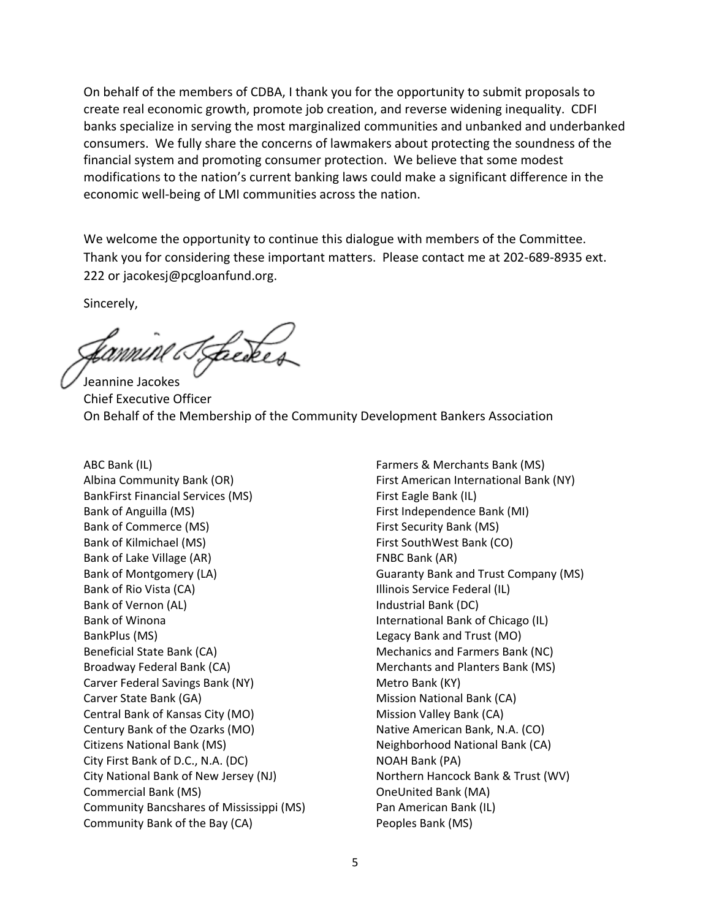On behalf of the members of CDBA, I thank you for the opportunity to submit proposals to create real economic growth, promote job creation, and reverse widening inequality. CDFI banks specialize in serving the most marginalized communities and unbanked and underbanked consumers. We fully share the concerns of lawmakers about protecting the soundness of the financial system and promoting consumer protection. We believe that some modest modifications to the nation's current banking laws could make a significant difference in the economic well-being of LMI communities across the nation.

We welcome the opportunity to continue this dialogue with members of the Committee. Thank you for considering these important matters. Please contact me at 202-689-8935 ext. 222 or jacokesj@pcgloanfund.org.

Sincerely,

Jeannine Jacokes
Chief Executive Officer
On Behalf of the Membership of the Community Development Bankers Association

ABC Bank (IL)
Albina Community Bank (OR)
BankFirst Financial Services (MS)
Bank of Anguilla (MS)
Bank of Commerce (MS)
Bank of Kilmichael (MS)
Bank of Lake Village (AR)
Bank of Montgomery (LA)
Bank of Rio Vista (CA)
Bank of Vernon (AL)
Bank of Winona
BankPlus (MS)
Beneficial State Bank (CA)
Broadway Federal Bank (CA)
Carver Federal Savings Bank (NY)
Carver State Bank (GA)
Central Bank of Kansas City (MO)
Century Bank of the Ozarks (MO)
Citizens National Bank (MS)
City First Bank of D.C., N.A. (DC)
City National Bank of New Jersey (NJ)
Commercial Bank (MS)
Community Bancshares of Mississippi (MS)
Community Bank of the Bay (CA)
Farmers & Merchants Bank (MS)
First American International Bank (NY)
First Eagle Bank (IL)
First Independence Bank (MI)
First Security Bank (MS)
First SouthWest Bank (CO)
FNBC Bank (AR)
Guaranty Bank and Trust Company (MS)
Illinois Service Federal (IL)
Industrial Bank (DC)
International Bank of Chicago (IL)
Legacy Bank and Trust (MO)
Mechanics and Farmers Bank (NC)
Merchants and Planters Bank (MS)
Metro Bank (KY)
Mission National Bank (CA)
Mission Valley Bank (CA)
Native American Bank, N.A. (CO)
Neighborhood National Bank (CA)
NOAH Bank (PA)
Northern Hancock Bank & Trust (WV)
OneUnited Bank (MA)
Pan American Bank (IL)
Peoples Bank (MS)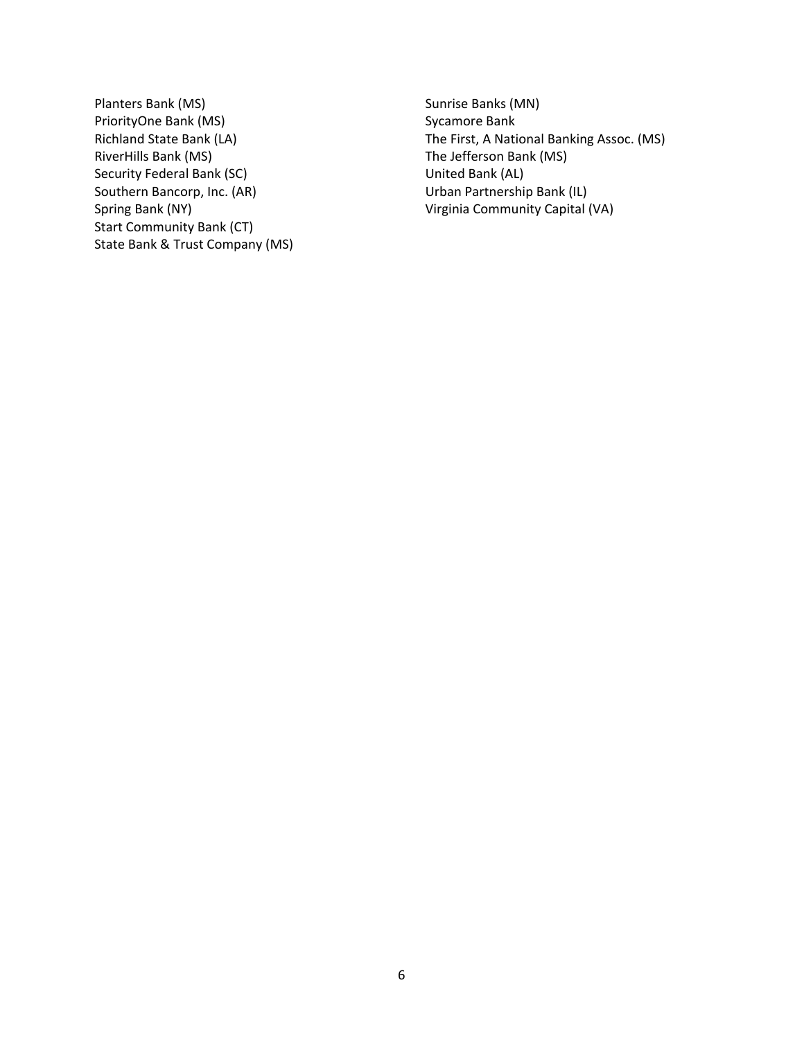Planters Bank (MS)
PriorityOne Bank (MS)
Richland State Bank (LA)
RiverHills Bank (MS)
Security Federal Bank (SC)
Southern Bancorp, Inc. (AR)
Spring Bank (NY)
Start Community Bank (CT)
State Bank & Trust Company (MS)
Sunrise Banks (MN)
Sycamore Bank
The First, A National Banking Assoc. (MS)
The Jefferson Bank (MS)
United Bank (AL)
Urban Partnership Bank (IL)
Virginia Community Capital (VA)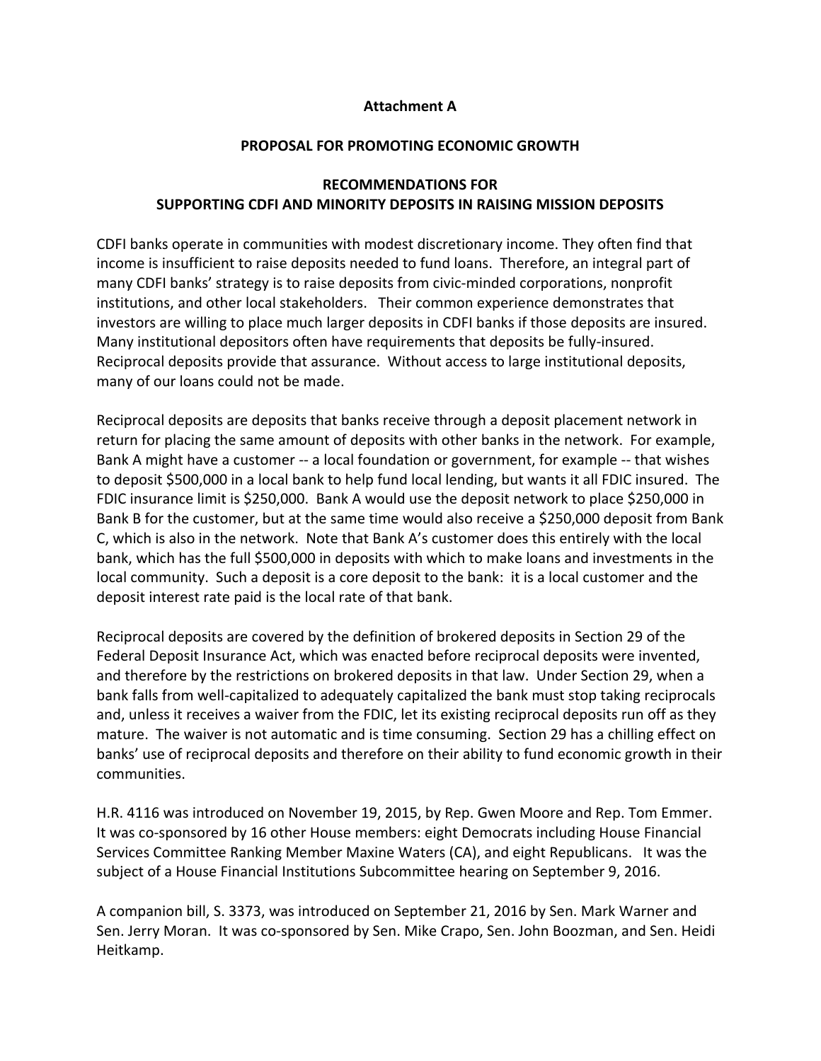**Attachment A**

**PROPOSAL FOR PROMOTING ECONOMIC GROWTH**

**RECOMMENDATIONS FOR SUPPORTING CDFI AND MINORITY DEPOSITS IN RAISING MISSION DEPOSITS**

CDFI banks operate in communities with modest discretionary income. They often find that income is insufficient to raise deposits needed to fund loans. Therefore, an integral part of many CDFI banks' strategy is to raise deposits from civic-minded corporations, nonprofit institutions, and other local stakeholders. Their common experience demonstrates that investors are willing to place much larger deposits in CDFI banks if those deposits are insured. Many institutional depositors often have requirements that deposits be fully-insured. Reciprocal deposits provide that assurance. Without access to large institutional deposits, many of our loans could not be made.

Reciprocal deposits are deposits that banks receive through a deposit placement network in return for placing the same amount of deposits with other banks in the network. For example, Bank A might have a customer -- a local foundation or government, for example -- that wishes to deposit $500,000 in a local bank to help fund local lending, but wants it all FDIC insured. The FDIC insurance limit is $250,000. Bank A would use the deposit network to place $250,000 in Bank B for the customer, but at the same time would also receive a $250,000 deposit from Bank C, which is also in the network. Note that Bank A's customer does this entirely with the local bank, which has the full $500,000 in deposits with which to make loans and investments in the local community. Such a deposit is a core deposit to the bank: it is a local customer and the deposit interest rate paid is the local rate of that bank.

Reciprocal deposits are covered by the definition of brokered deposits in Section 29 of the Federal Deposit Insurance Act, which was enacted before reciprocal deposits were invented, and therefore by the restrictions on brokered deposits in that law. Under Section 29, when a bank falls from well-capitalized to adequately capitalized the bank must stop taking reciprocals and, unless it receives a waiver from the FDIC, let its existing reciprocal deposits run off as they mature. The waiver is not automatic and is time consuming. Section 29 has a chilling effect on banks' use of reciprocal deposits and therefore on their ability to fund economic growth in their communities.

H.R. 4116 was introduced on November 19, 2015, by Rep. Gwen Moore and Rep. Tom Emmer. It was co-sponsored by 16 other House members: eight Democrats including House Financial Services Committee Ranking Member Maxine Waters (CA), and eight Republicans. It was the subject of a House Financial Institutions Subcommittee hearing on September 9, 2016.

A companion bill, S. 3373, was introduced on September 21, 2016 by Sen. Mark Warner and Sen. Jerry Moran. It was co-sponsored by Sen. Mike Crapo, Sen. John Boozman, and Sen. Heidi Heitkamp.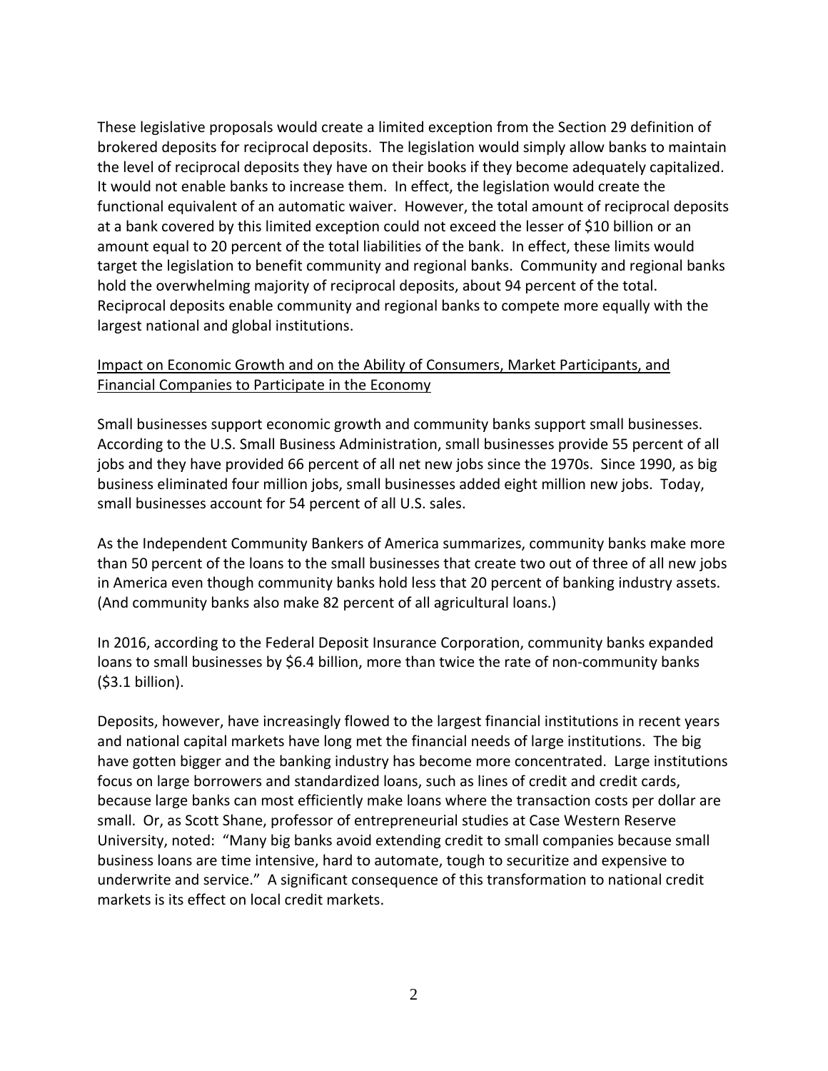These legislative proposals would create a limited exception from the Section 29 definition of brokered deposits for reciprocal deposits. The legislation would simply allow banks to maintain the level of reciprocal deposits they have on their books if they become adequately capitalized. It would not enable banks to increase them. In effect, the legislation would create the functional equivalent of an automatic waiver. However, the total amount of reciprocal deposits at a bank covered by this limited exception could not exceed the lesser of $10 billion or an amount equal to 20 percent of the total liabilities of the bank. In effect, these limits would target the legislation to benefit community and regional banks. Community and regional banks hold the overwhelming majority of reciprocal deposits, about 94 percent of the total. Reciprocal deposits enable community and regional banks to compete more equally with the largest national and global institutions.

<u>Impact on Economic Growth and on the Ability of Consumers, Market Participants, and Financial Companies to Participate in the Economy</u>

Small businesses support economic growth and community banks support small businesses. According to the U.S. Small Business Administration, small businesses provide 55 percent of all jobs and they have provided 66 percent of all net new jobs since the 1970s. Since 1990, as big business eliminated four million jobs, small businesses added eight million new jobs. Today, small businesses account for 54 percent of all U.S. sales.

As the Independent Community Bankers of America summarizes, community banks make more than 50 percent of the loans to the small businesses that create two out of three of all new jobs in America even though community banks hold less that 20 percent of banking industry assets. (And community banks also make 82 percent of all agricultural loans.)

In 2016, according to the Federal Deposit Insurance Corporation, community banks expanded loans to small businesses by $6.4 billion, more than twice the rate of non-community banks ($3.1 billion).

Deposits, however, have increasingly flowed to the largest financial institutions in recent years and national capital markets have long met the financial needs of large institutions. The big have gotten bigger and the banking industry has become more concentrated. Large institutions focus on large borrowers and standardized loans, such as lines of credit and credit cards, because large banks can most efficiently make loans where the transaction costs per dollar are small. Or, as Scott Shane, professor of entrepreneurial studies at Case Western Reserve University, noted: "Many big banks avoid extending credit to small companies because small business loans are time intensive, hard to automate, tough to securitize and expensive to underwrite and service." A significant consequence of this transformation to national credit markets is its effect on local credit markets.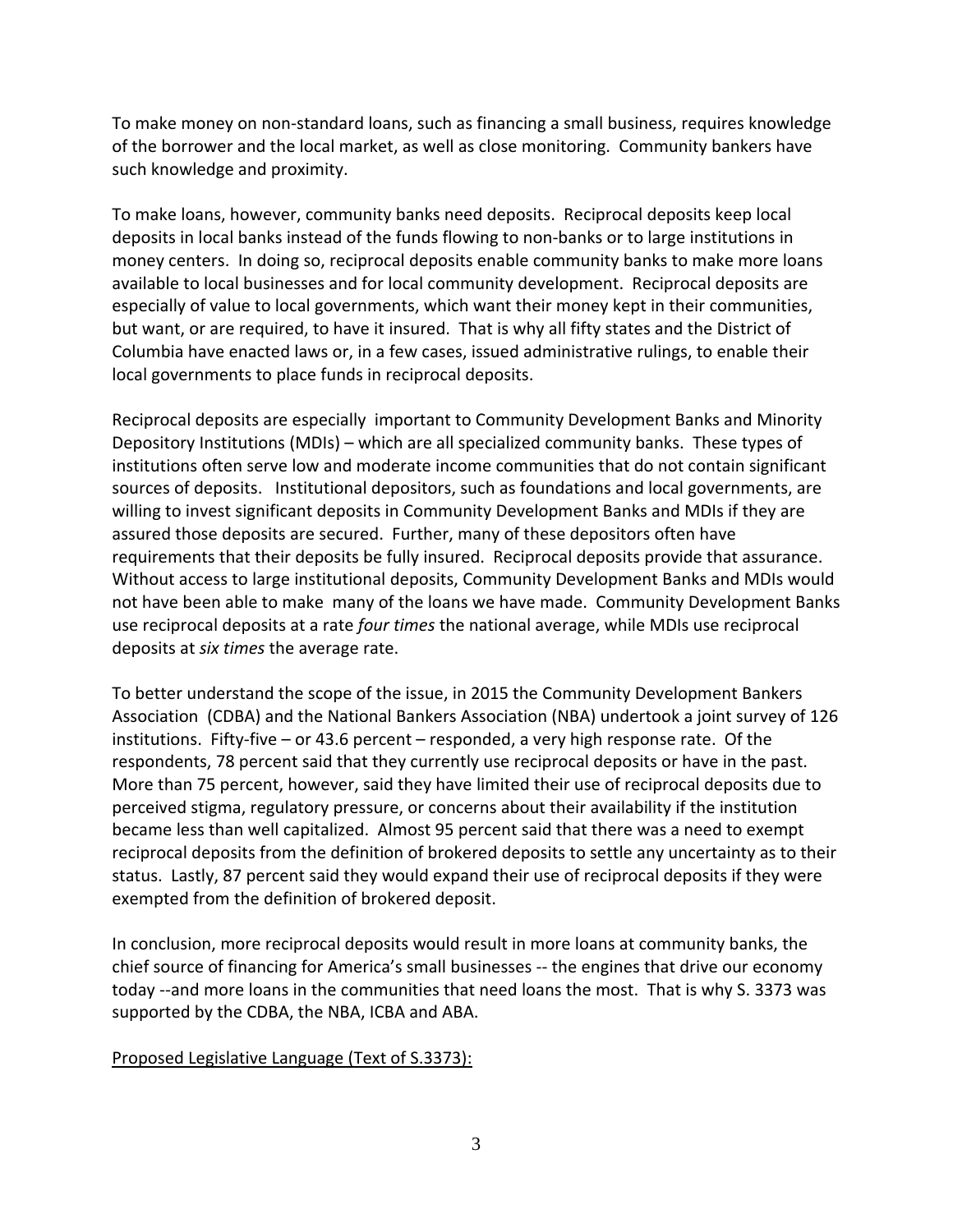To make money on non-standard loans, such as financing a small business, requires knowledge of the borrower and the local market, as well as close monitoring. Community bankers have such knowledge and proximity.

To make loans, however, community banks need deposits. Reciprocal deposits keep local deposits in local banks instead of the funds flowing to non-banks or to large institutions in money centers. In doing so, reciprocal deposits enable community banks to make more loans available to local businesses and for local community development. Reciprocal deposits are especially of value to local governments, which want their money kept in their communities, but want, or are required, to have it insured. That is why all fifty states and the District of Columbia have enacted laws or, in a few cases, issued administrative rulings, to enable their local governments to place funds in reciprocal deposits.

Reciprocal deposits are especially important to Community Development Banks and Minority Depository Institutions (MDIs) – which are all specialized community banks. These types of institutions often serve low and moderate income communities that do not contain significant sources of deposits. Institutional depositors, such as foundations and local governments, are willing to invest significant deposits in Community Development Banks and MDIs if they are assured those deposits are secured. Further, many of these depositors often have requirements that their deposits be fully insured. Reciprocal deposits provide that assurance. Without access to large institutional deposits, Community Development Banks and MDIs would not have been able to make many of the loans we have made. Community Development Banks use reciprocal deposits at a rate *four times* the national average, while MDIs use reciprocal deposits at *six times* the average rate.

To better understand the scope of the issue, in 2015 the Community Development Bankers Association (CDBA) and the National Bankers Association (NBA) undertook a joint survey of 126 institutions. Fifty-five – or 43.6 percent – responded, a very high response rate. Of the respondents, 78 percent said that they currently use reciprocal deposits or have in the past. More than 75 percent, however, said they have limited their use of reciprocal deposits due to perceived stigma, regulatory pressure, or concerns about their availability if the institution became less than well capitalized. Almost 95 percent said that there was a need to exempt reciprocal deposits from the definition of brokered deposits to settle any uncertainty as to their status. Lastly, 87 percent said they would expand their use of reciprocal deposits if they were exempted from the definition of brokered deposit.

In conclusion, more reciprocal deposits would result in more loans at community banks, the chief source of financing for America's small businesses -- the engines that drive our economy today --and more loans in the communities that need loans the most. That is why S. 3373 was supported by the CDBA, the NBA, ICBA and ABA.

<u>Proposed Legislative Language (Text of S.3373):</u>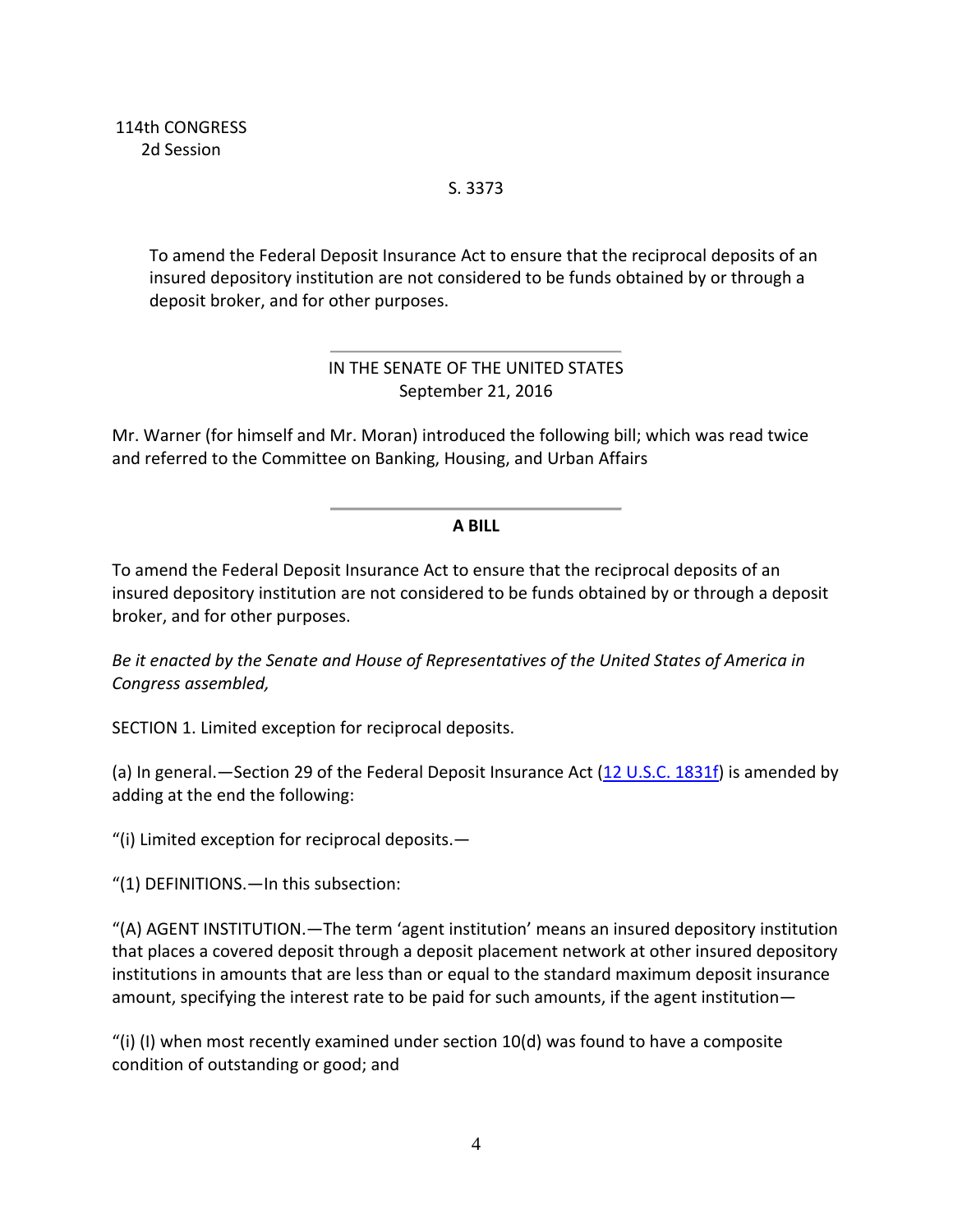114th CONGRESS
2d Session

S. 3373

To amend the Federal Deposit Insurance Act to ensure that the reciprocal deposits of an insured depository institution are not considered to be funds obtained by or through a deposit broker, and for other purposes.

---

IN THE SENATE OF THE UNITED STATES
September 21, 2016

Mr. Warner (for himself and Mr. Moran) introduced the following bill; which was read twice and referred to the Committee on Banking, Housing, and Urban Affairs

---

**A BILL**

To amend the Federal Deposit Insurance Act to ensure that the reciprocal deposits of an insured depository institution are not considered to be funds obtained by or through a deposit broker, and for other purposes.

*Be it enacted by the Senate and House of Representatives of the United States of America in Congress assembled,*

SECTION 1. Limited exception for reciprocal deposits.

(a) In general.—Section 29 of the Federal Deposit Insurance Act ([12 U.S.C. 1831f]()) is amended by adding at the end the following:

“(i) Limited exception for reciprocal deposits.—

“(1) DEFINITIONS.—In this subsection:

“(A) AGENT INSTITUTION.—The term ‘agent institution’ means an insured depository institution that places a covered deposit through a deposit placement network at other insured depository institutions in amounts that are less than or equal to the standard maximum deposit insurance amount, specifying the interest rate to be paid for such amounts, if the agent institution—

“(i) (I) when most recently examined under section 10(d) was found to have a composite condition of outstanding or good; and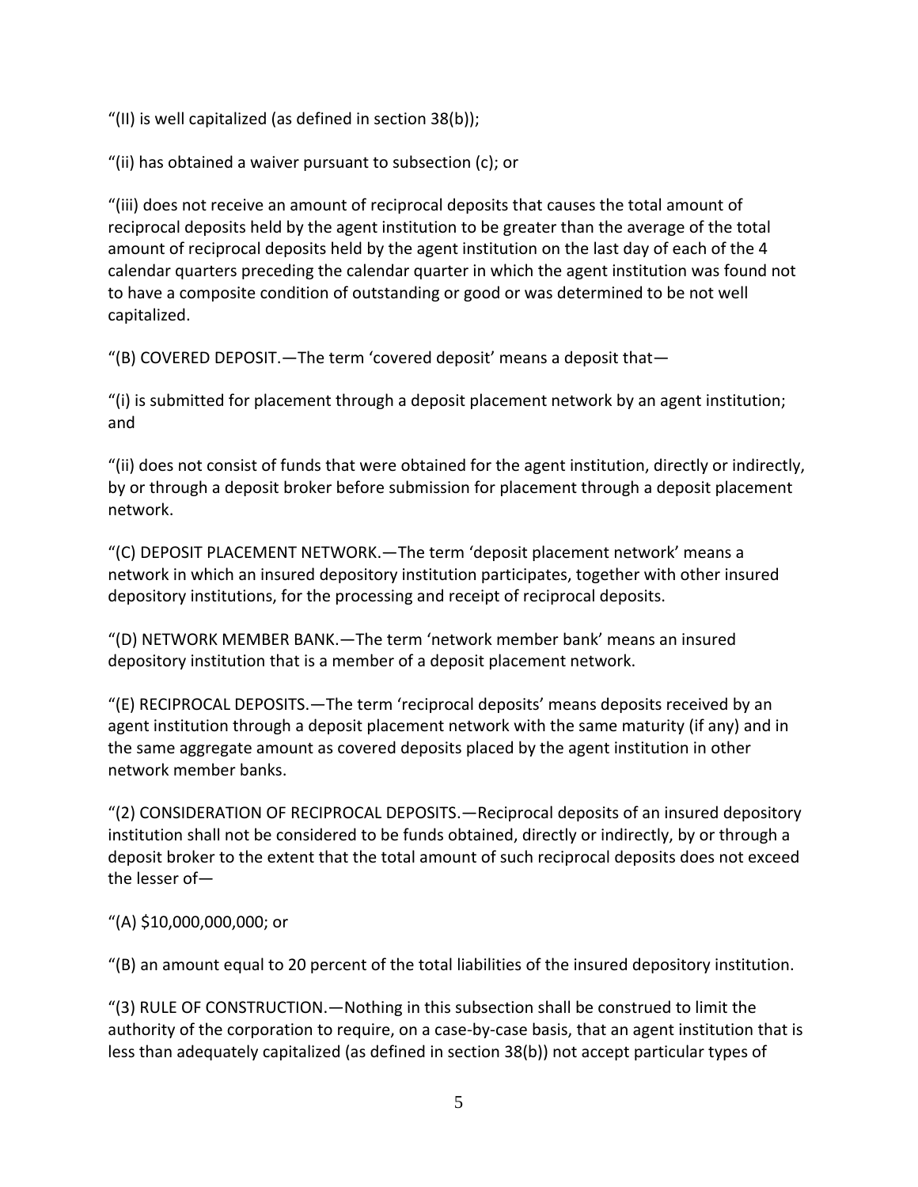“(II) is well capitalized (as defined in section 38(b));

“(ii) has obtained a waiver pursuant to subsection (c); or

“(iii) does not receive an amount of reciprocal deposits that causes the total amount of reciprocal deposits held by the agent institution to be greater than the average of the total amount of reciprocal deposits held by the agent institution on the last day of each of the 4 calendar quarters preceding the calendar quarter in which the agent institution was found not to have a composite condition of outstanding or good or was determined to be not well capitalized.

“(B) COVERED DEPOSIT.—The term ‘covered deposit’ means a deposit that—

“(i) is submitted for placement through a deposit placement network by an agent institution; and

“(ii) does not consist of funds that were obtained for the agent institution, directly or indirectly, by or through a deposit broker before submission for placement through a deposit placement network.

“(C) DEPOSIT PLACEMENT NETWORK.—The term ‘deposit placement network’ means a network in which an insured depository institution participates, together with other insured depository institutions, for the processing and receipt of reciprocal deposits.

“(D) NETWORK MEMBER BANK.—The term ‘network member bank’ means an insured depository institution that is a member of a deposit placement network.

“(E) RECIPROCAL DEPOSITS.—The term ‘reciprocal deposits’ means deposits received by an agent institution through a deposit placement network with the same maturity (if any) and in the same aggregate amount as covered deposits placed by the agent institution in other network member banks.

“(2) CONSIDERATION OF RECIPROCAL DEPOSITS.—Reciprocal deposits of an insured depository institution shall not be considered to be funds obtained, directly or indirectly, by or through a deposit broker to the extent that the total amount of such reciprocal deposits does not exceed the lesser of—

“(A) $10,000,000,000; or

“(B) an amount equal to 20 percent of the total liabilities of the insured depository institution.

“(3) RULE OF CONSTRUCTION.—Nothing in this subsection shall be construed to limit the authority of the corporation to require, on a case-by-case basis, that an agent institution that is less than adequately capitalized (as defined in section 38(b)) not accept particular types of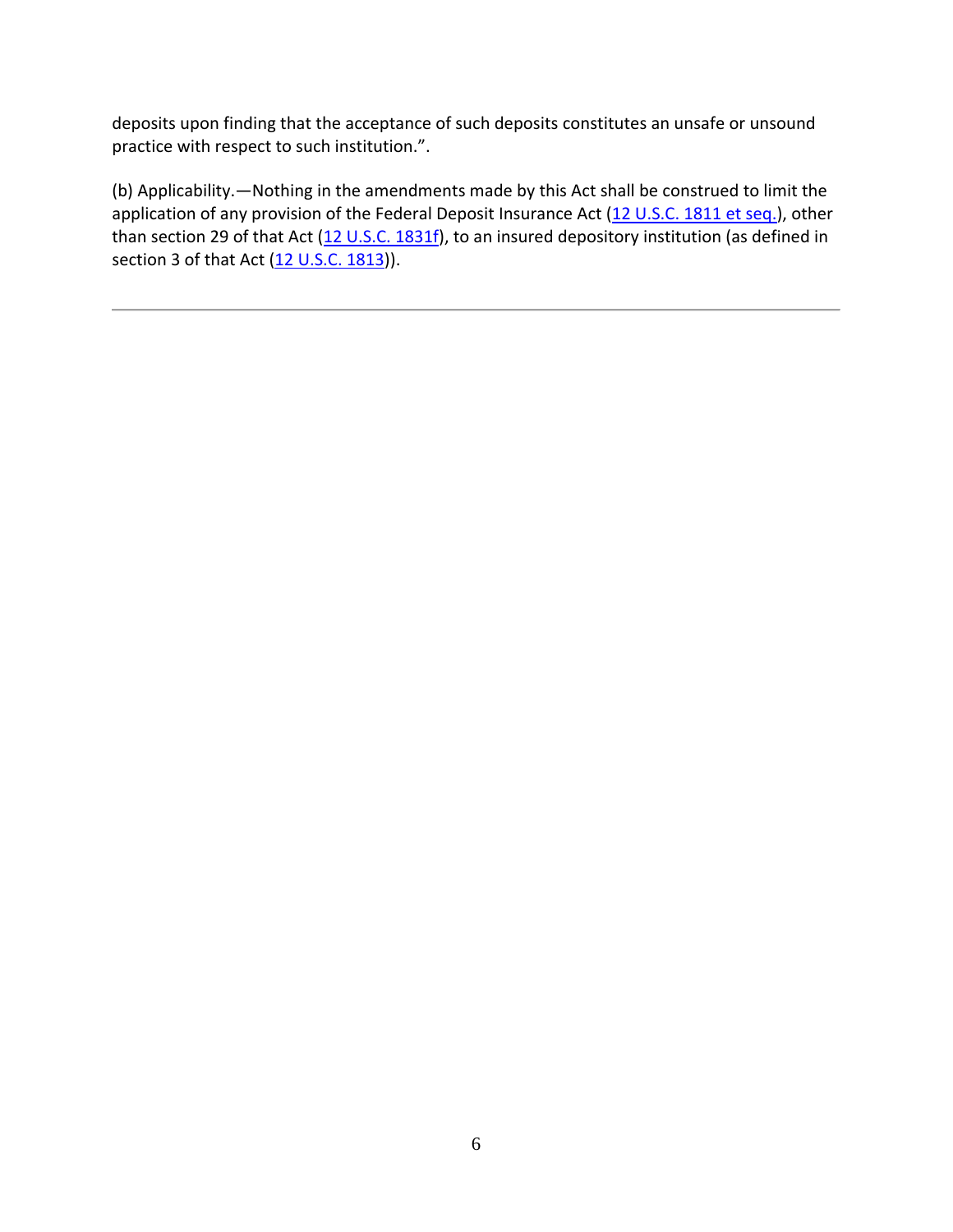deposits upon finding that the acceptance of such deposits constitutes an unsafe or unsound practice with respect to such institution.”.

(b) Applicability.—Nothing in the amendments made by this Act shall be construed to limit the application of any provision of the Federal Deposit Insurance Act (12 U.S.C. 1811 et seq.), other than section 29 of that Act (12 U.S.C. 1831f), to an insured depository institution (as defined in section 3 of that Act (12 U.S.C. 1813)).

---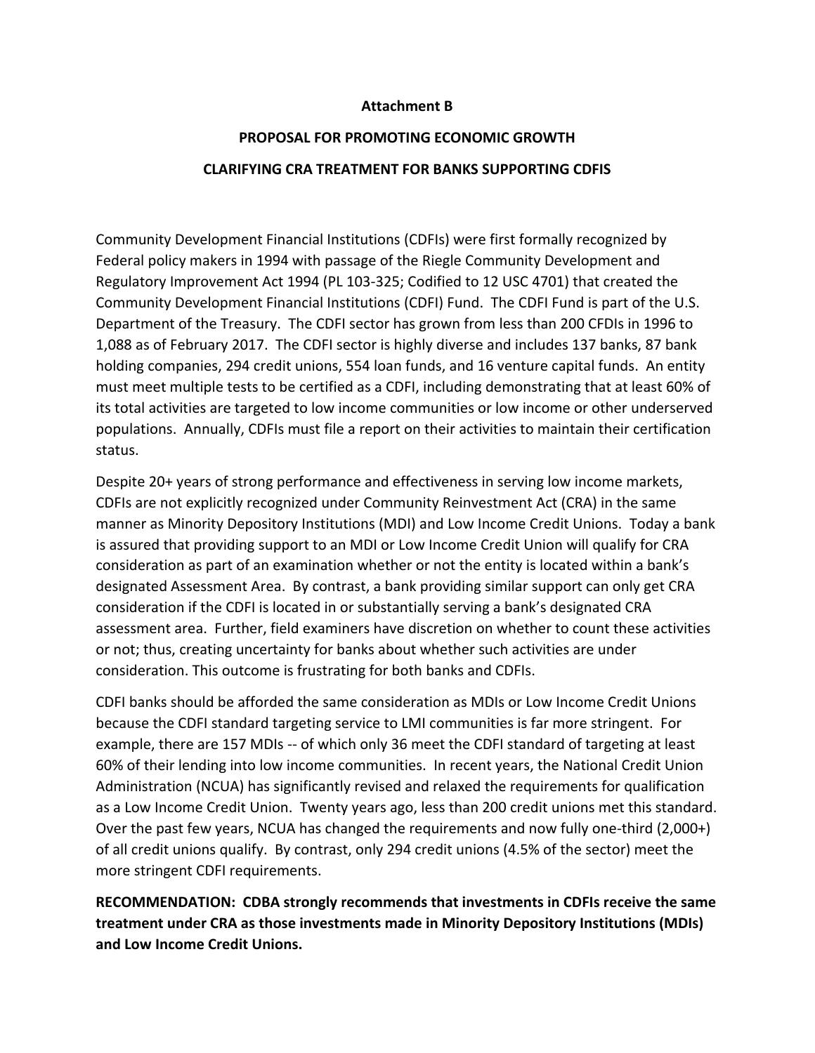**Attachment B**

**PROPOSAL FOR PROMOTING ECONOMIC GROWTH**

**CLARIFYING CRA TREATMENT FOR BANKS SUPPORTING CDFIS**

Community Development Financial Institutions (CDFIs) were first formally recognized by Federal policy makers in 1994 with passage of the Riegle Community Development and Regulatory Improvement Act 1994 (PL 103-325; Codified to 12 USC 4701) that created the Community Development Financial Institutions (CDFI) Fund. The CDFI Fund is part of the U.S. Department of the Treasury. The CDFI sector has grown from less than 200 CFDIs in 1996 to 1,088 as of February 2017. The CDFI sector is highly diverse and includes 137 banks, 87 bank holding companies, 294 credit unions, 554 loan funds, and 16 venture capital funds. An entity must meet multiple tests to be certified as a CDFI, including demonstrating that at least 60% of its total activities are targeted to low income communities or low income or other underserved populations. Annually, CDFIs must file a report on their activities to maintain their certification status.

Despite 20+ years of strong performance and effectiveness in serving low income markets, CDFIs are not explicitly recognized under Community Reinvestment Act (CRA) in the same manner as Minority Depository Institutions (MDI) and Low Income Credit Unions. Today a bank is assured that providing support to an MDI or Low Income Credit Union will qualify for CRA consideration as part of an examination whether or not the entity is located within a bank's designated Assessment Area. By contrast, a bank providing similar support can only get CRA consideration if the CDFI is located in or substantially serving a bank's designated CRA assessment area. Further, field examiners have discretion on whether to count these activities or not; thus, creating uncertainty for banks about whether such activities are under consideration. This outcome is frustrating for both banks and CDFIs.

CDFI banks should be afforded the same consideration as MDIs or Low Income Credit Unions because the CDFI standard targeting service to LMI communities is far more stringent. For example, there are 157 MDIs -- of which only 36 meet the CDFI standard of targeting at least 60% of their lending into low income communities. In recent years, the National Credit Union Administration (NCUA) has significantly revised and relaxed the requirements for qualification as a Low Income Credit Union. Twenty years ago, less than 200 credit unions met this standard. Over the past few years, NCUA has changed the requirements and now fully one-third (2,000+) of all credit unions qualify. By contrast, only 294 credit unions (4.5% of the sector) meet the more stringent CDFI requirements.

**RECOMMENDATION: CDBA strongly recommends that investments in CDFIs receive the same treatment under CRA as those investments made in Minority Depository Institutions (MDIs) and Low Income Credit Unions.**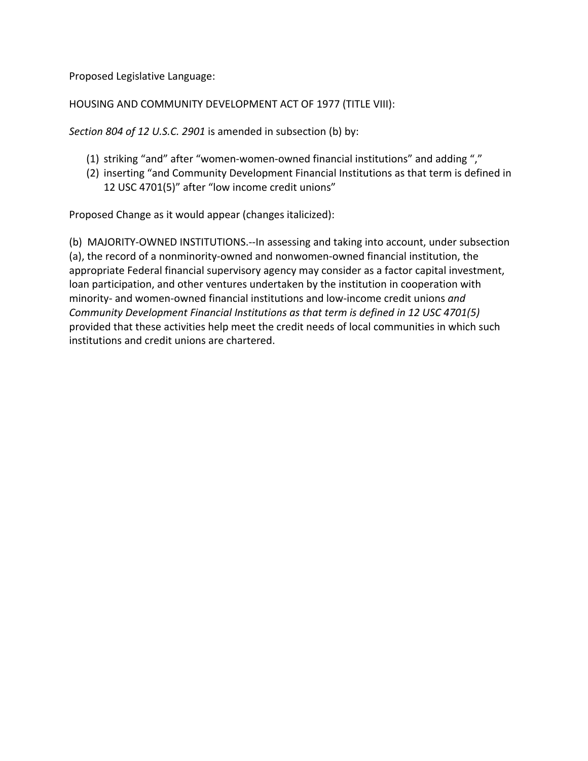Proposed Legislative Language:

HOUSING AND COMMUNITY DEVELOPMENT ACT OF 1977 (TITLE VIII):

*Section 804 of 12 U.S.C. 2901* is amended in subsection (b) by:

1. striking “and” after “women-women-owned financial institutions” and adding “,”
2. inserting “and Community Development Financial Institutions as that term is defined in 12 USC 4701(5)” after “low income credit unions”

Proposed Change as it would appear (changes italicized):

(b) MAJORITY-OWNED INSTITUTIONS.--In assessing and taking into account, under subsection (a), the record of a nonminority-owned and nonwomen-owned financial institution, the appropriate Federal financial supervisory agency may consider as a factor capital investment, loan participation, and other ventures undertaken by the institution in cooperation with minority- and women-owned financial institutions and low-income credit unions *and Community Development Financial Institutions as that term is defined in 12 USC 4701(5)* provided that these activities help meet the credit needs of local communities in which such institutions and credit unions are chartered.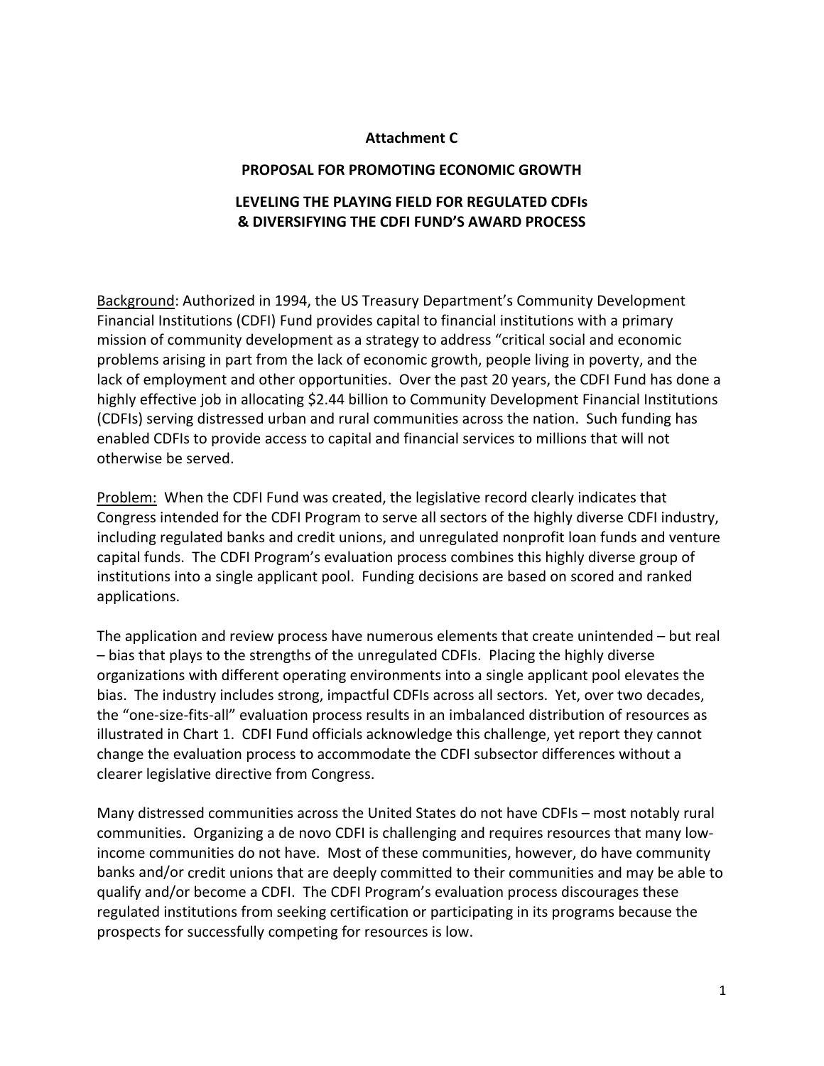**Attachment C**

**PROPOSAL FOR PROMOTING ECONOMIC GROWTH**

**LEVELING THE PLAYING FIELD FOR REGULATED CDFIs & DIVERSIFYING THE CDFI FUND'S AWARD PROCESS**

Background: Authorized in 1994, the US Treasury Department's Community Development Financial Institutions (CDFI) Fund provides capital to financial institutions with a primary mission of community development as a strategy to address "critical social and economic problems arising in part from the lack of economic growth, people living in poverty, and the lack of employment and other opportunities. Over the past 20 years, the CDFI Fund has done a highly effective job in allocating $2.44 billion to Community Development Financial Institutions (CDFIs) serving distressed urban and rural communities across the nation. Such funding has enabled CDFIs to provide access to capital and financial services to millions that will not otherwise be served.

Problem: When the CDFI Fund was created, the legislative record clearly indicates that Congress intended for the CDFI Program to serve all sectors of the highly diverse CDFI industry, including regulated banks and credit unions, and unregulated nonprofit loan funds and venture capital funds. The CDFI Program's evaluation process combines this highly diverse group of institutions into a single applicant pool. Funding decisions are based on scored and ranked applications.

The application and review process have numerous elements that create unintended – but real – bias that plays to the strengths of the unregulated CDFIs. Placing the highly diverse organizations with different operating environments into a single applicant pool elevates the bias. The industry includes strong, impactful CDFIs across all sectors. Yet, over two decades, the "one-size-fits-all" evaluation process results in an imbalanced distribution of resources as illustrated in Chart 1. CDFI Fund officials acknowledge this challenge, yet report they cannot change the evaluation process to accommodate the CDFI subsector differences without a clearer legislative directive from Congress.

Many distressed communities across the United States do not have CDFIs – most notably rural communities. Organizing a de novo CDFI is challenging and requires resources that many low-income communities do not have. Most of these communities, however, do have community banks and/or credit unions that are deeply committed to their communities and may be able to qualify and/or become a CDFI. The CDFI Program's evaluation process discourages these regulated institutions from seeking certification or participating in its programs because the prospects for successfully competing for resources is low.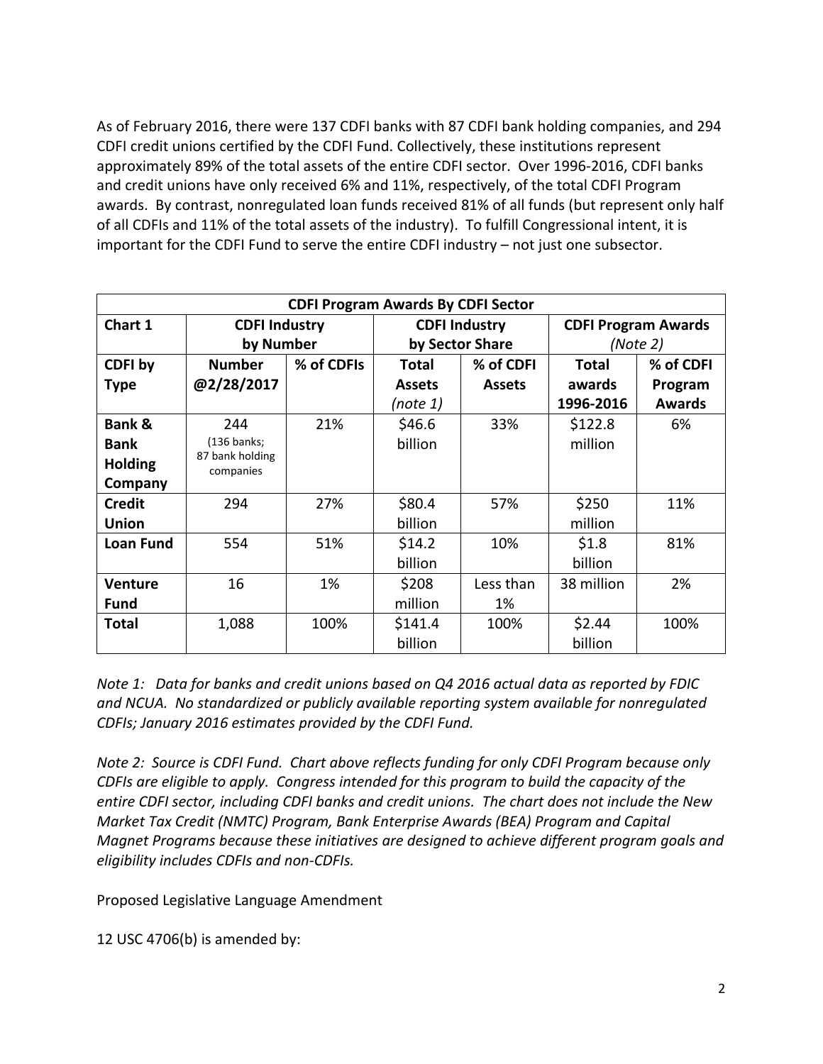As of February 2016, there were 137 CDFI banks with 87 CDFI bank holding companies, and 294 CDFI credit unions certified by the CDFI Fund. Collectively, these institutions represent approximately 89% of the total assets of the entire CDFI sector. Over 1996-2016, CDFI banks and credit unions have only received 6% and 11%, respectively, of the total CDFI Program awards. By contrast, nonregulated loan funds received 81% of all funds (but represent only half of all CDFIs and 11% of the total assets of the industry). To fulfill Congressional intent, it is important for the CDFI Fund to serve the entire CDFI industry – not just one subsector.

| **CDFI Program Awards By CDFI Sector** | | | | | | |
|---|---|---|---|---|---|---|
| **Chart 1** | **CDFI Industry by Number** | | **CDFI Industry by Sector Share** | | **CDFI Program Awards** *(Note 2)* | |
| **CDFI by Type** | **Number @2/28/2017** | **% of CDFIs** | **Total Assets** *(note 1)* | **% of CDFI Assets** | **Total awards 1996-2016** | **% of CDFI Program Awards** |
| **Bank & Bank Holding Company** | 244 (136 banks; 87 bank holding companies) | 21% | \$46.6 billion | 33% | \$122.8 million | 6% |
| **Credit Union** | 294 | 27% | \$80.4 billion | 57% | \$250 million | 11% |
| **Loan Fund** | 554 | 51% | \$14.2 billion | 10% | \$1.8 billion | 81% |
| **Venture Fund** | 16 | 1% | \$208 million | Less than 1% | 38 million | 2% |
| **Total** | 1,088 | 100% | \$141.4 billion | 100% | \$2.44 billion | 100% |

*Note 1: Data for banks and credit unions based on Q4 2016 actual data as reported by FDIC and NCUA. No standardized or publicly available reporting system available for nonregulated CDFIs; January 2016 estimates provided by the CDFI Fund.*

*Note 2: Source is CDFI Fund. Chart above reflects funding for only CDFI Program because only CDFIs are eligible to apply. Congress intended for this program to build the capacity of the entire CDFI sector, including CDFI banks and credit unions. The chart does not include the New Market Tax Credit (NMTC) Program, Bank Enterprise Awards (BEA) Program and Capital Magnet Programs because these initiatives are designed to achieve different program goals and eligibility includes CDFIs and non-CDFIs.*

Proposed Legislative Language Amendment

12 USC 4706(b) is amended by: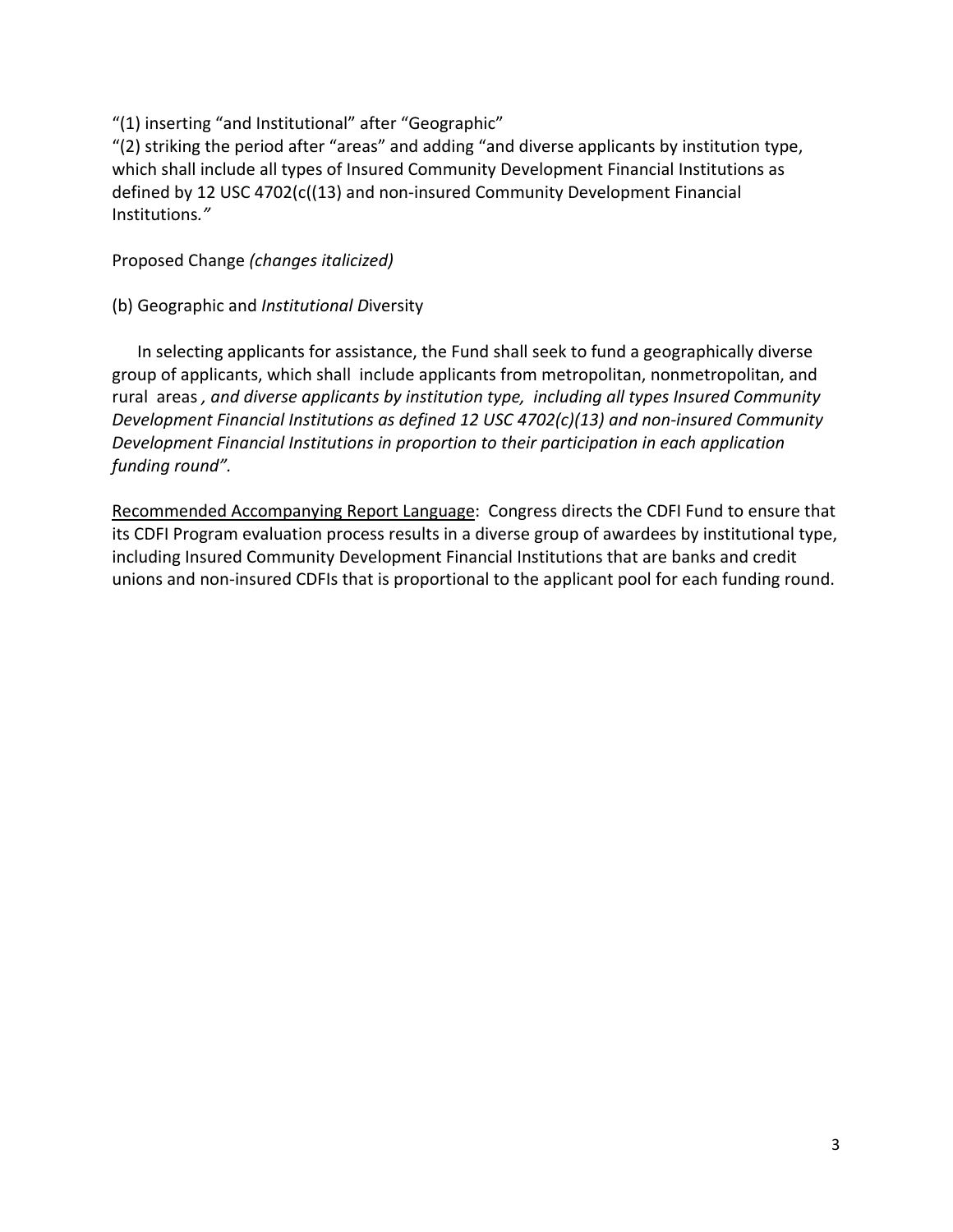"(1) inserting "and Institutional" after "Geographic"
"(2) striking the period after "areas" and adding "and diverse applicants by institution type, which shall include all types of Insured Community Development Financial Institutions as defined by 12 USC 4702(c((13) and non-insured Community Development Financial Institutions*."*

Proposed Change *(changes italicized)*

(b) Geographic and *Institutional D*iversity

In selecting applicants for assistance, the Fund shall seek to fund a geographically diverse group of applicants, which shall include applicants from metropolitan, nonmetropolitan, and rural areas *, and diverse applicants by institution type, including all types Insured Community Development Financial Institutions as defined 12 USC 4702(c)(13) and non-insured Community Development Financial Institutions in proportion to their participation in each application funding round".*

<u>Recommended Accompanying Report Language</u>: Congress directs the CDFI Fund to ensure that its CDFI Program evaluation process results in a diverse group of awardees by institutional type, including Insured Community Development Financial Institutions that are banks and credit unions and non-insured CDFIs that is proportional to the applicant pool for each funding round.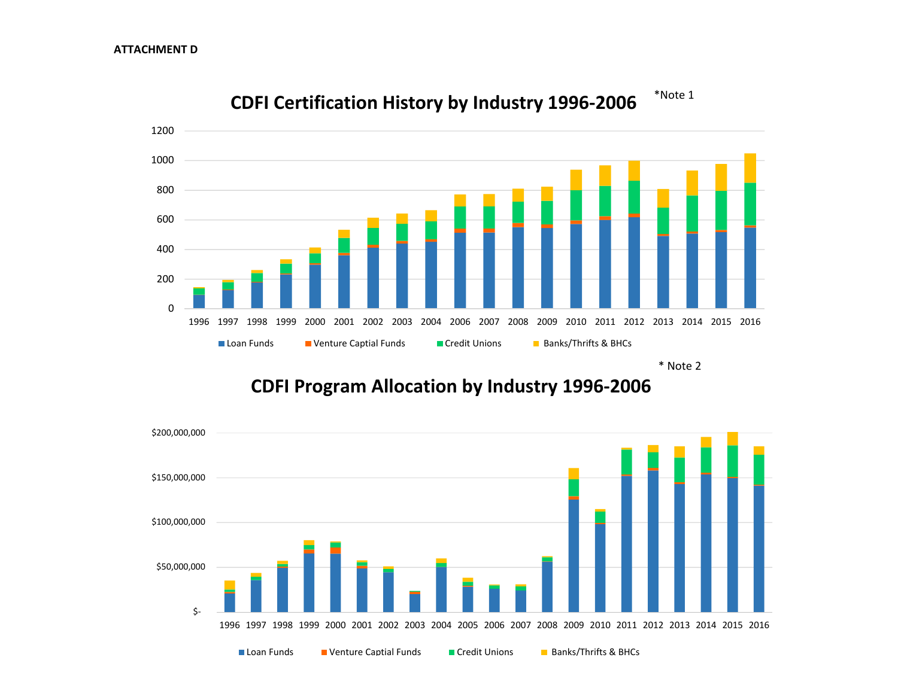**ATTACHMENT D**

## CDFI Certification History by Industry 1996-2006

*Note 1

1200
1000
800
600
400
200
0

1996 1997 1998 1999 2000 2001 2002 2003 2004 2006 2007 2008 2009 2010 2011 2012 2013 2014 2015 2016

Loan Funds | Venture Captial Funds | Credit Unions | Banks/Thrifts & BHCs

* Note 2

## CDFI Program Allocation by Industry 1996-2006

$200,000,000
$150,000,000
$100,000,000
$50,000,000
$-

1996 1997 1998 1999 2000 2001 2002 2003 2004 2005 2006 2007 2008 2009 2010 2011 2012 2013 2014 2015 2016

Loan Funds | Venture Captial Funds | Credit Unions | Banks/Thrifts & BHCs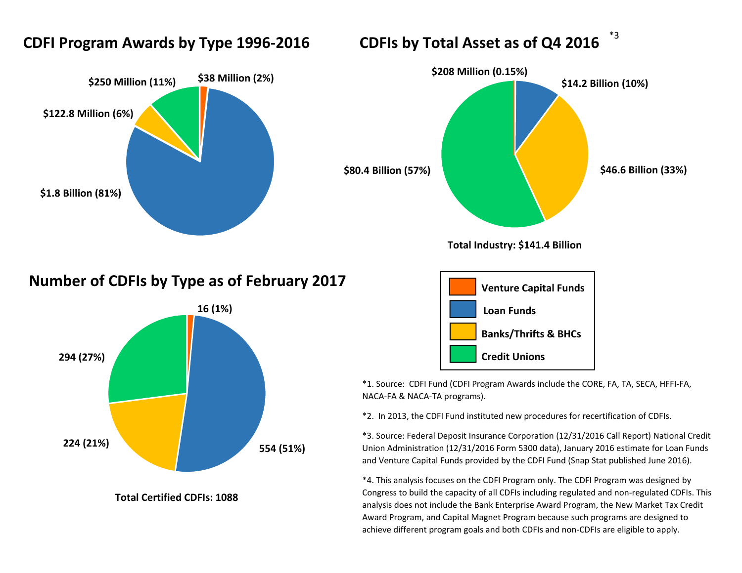## CDFI Program Awards by Type 1996-2016

$250 Million (11%)

$38 Million (2%)

$122.8 Million (6%)

$1.8 Billion (81%)

## CDFIs by Total Asset as of Q4 2016 *3

$208 Million (0.15%)

$14.2 Billion (10%)

$80.4 Billion (57%)

$46.6 Billion (33%)

Total Industry: $141.4 Billion

## Number of CDFIs by Type as of February 2017

16 (1%)

294 (27%)

224 (21%)

554 (51%)

Total Certified CDFIs: 1088

Venture Capital Funds

Loan Funds

Banks/Thrifts & BHCs

Credit Unions

*1. Source: CDFI Fund (CDFI Program Awards include the CORE, FA, TA, SECA, HFFI-FA, NACA-FA & NACA-TA programs).

*2. In 2013, the CDFI Fund instituted new procedures for recertification of CDFIs.

*3. Source: Federal Deposit Insurance Corporation (12/31/2016 Call Report) National Credit Union Administration (12/31/2016 Form 5300 data), January 2016 estimate for Loan Funds and Venture Capital Funds provided by the CDFI Fund (Snap Stat published June 2016).

*4. This analysis focuses on the CDFI Program only. The CDFI Program was designed by Congress to build the capacity of all CDFIs including regulated and non-regulated CDFIs. This analysis does not include the Bank Enterprise Award Program, the New Market Tax Credit Award Program, and Capital Magnet Program because such programs are designed to achieve different program goals and both CDFIs and non-CDFIs are eligible to apply.